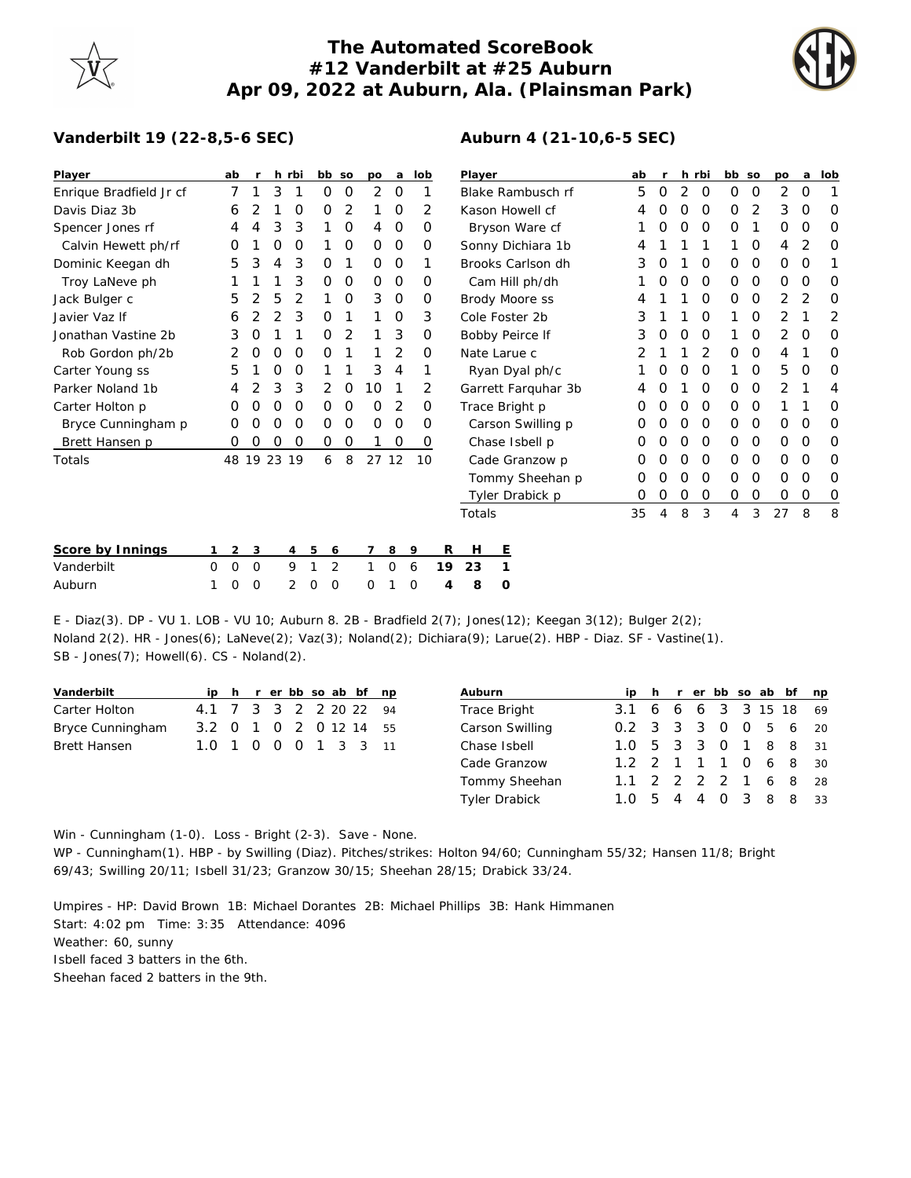# The Automated ScoreBook
## #12 Vanderbilt at #25 Auburn
## Apr 09, 2022 at Auburn, Ala. (Plainsman Park)

### Vanderbilt 19 (22-8,5-6 SEC)

| Player | ab | r | h | rbi | bb | so | po | a | lob |
|---|---|---|---|---|---|---|---|---|---|
| Enrique Bradfield Jr cf | 7 | 1 | 3 | 1 | 0 | 0 | 2 | 0 | 1 |
| Davis Diaz 3b | 6 | 2 | 1 | 0 | 0 | 2 | 1 | 0 | 2 |
| Spencer Jones rf | 4 | 4 | 3 | 3 | 1 | 0 | 4 | 0 | 0 |
| Calvin Hewett ph/rf | 0 | 1 | 0 | 0 | 1 | 0 | 0 | 0 | 0 |
| Dominic Keegan dh | 5 | 3 | 4 | 3 | 0 | 1 | 0 | 0 | 1 |
| Troy LaNeve ph | 1 | 1 | 1 | 3 | 0 | 0 | 0 | 0 | 0 |
| Jack Bulger c | 5 | 2 | 5 | 2 | 1 | 0 | 3 | 0 | 0 |
| Javier Vaz lf | 6 | 2 | 2 | 3 | 0 | 1 | 1 | 0 | 3 |
| Jonathan Vastine 2b | 3 | 0 | 1 | 1 | 0 | 2 | 1 | 3 | 0 |
| Rob Gordon ph/2b | 2 | 0 | 0 | 0 | 0 | 1 | 1 | 2 | 0 |
| Carter Young ss | 5 | 1 | 0 | 0 | 1 | 1 | 3 | 4 | 1 |
| Parker Noland 1b | 4 | 2 | 3 | 3 | 2 | 0 | 10 | 1 | 2 |
| Carter Holton p | 0 | 0 | 0 | 0 | 0 | 0 | 0 | 2 | 0 |
| Bryce Cunningham p | 0 | 0 | 0 | 0 | 0 | 0 | 0 | 0 | 0 |
| Brett Hansen p | 0 | 0 | 0 | 0 | 0 | 0 | 1 | 0 | 0 |
| Totals | 48 | 19 | 23 | 19 | 6 | 8 | 27 | 12 | 10 |

### Auburn 4 (21-10,6-5 SEC)

| Player | ab | r | h | rbi | bb | so | po | a | lob |
|---|---|---|---|---|---|---|---|---|---|
| Blake Rambusch rf | 5 | 0 | 2 | 0 | 0 | 0 | 2 | 0 | 1 |
| Kason Howell cf | 4 | 0 | 0 | 0 | 0 | 2 | 3 | 0 | 0 |
| Bryson Ware cf | 1 | 0 | 0 | 0 | 0 | 1 | 0 | 0 | 0 |
| Sonny Dichiara 1b | 4 | 1 | 1 | 1 | 1 | 0 | 4 | 2 | 0 |
| Brooks Carlson dh | 3 | 0 | 1 | 0 | 0 | 0 | 0 | 0 | 1 |
| Cam Hill ph/dh | 1 | 0 | 0 | 0 | 0 | 0 | 0 | 0 | 0 |
| Brody Moore ss | 4 | 1 | 1 | 0 | 0 | 0 | 2 | 2 | 0 |
| Cole Foster 2b | 3 | 1 | 1 | 0 | 1 | 0 | 2 | 1 | 2 |
| Bobby Peirce lf | 3 | 0 | 0 | 0 | 1 | 0 | 2 | 0 | 0 |
| Nate Larue c | 2 | 1 | 1 | 2 | 0 | 0 | 4 | 1 | 0 |
| Ryan Dyal ph/c | 1 | 0 | 0 | 0 | 1 | 0 | 5 | 0 | 0 |
| Garrett Farquhar 3b | 4 | 0 | 1 | 0 | 0 | 0 | 2 | 1 | 4 |
| Trace Bright p | 0 | 0 | 0 | 0 | 0 | 0 | 1 | 1 | 0 |
| Carson Swilling p | 0 | 0 | 0 | 0 | 0 | 0 | 0 | 0 | 0 |
| Chase Isbell p | 0 | 0 | 0 | 0 | 0 | 0 | 0 | 0 | 0 |
| Cade Granzow p | 0 | 0 | 0 | 0 | 0 | 0 | 0 | 0 | 0 |
| Tommy Sheehan p | 0 | 0 | 0 | 0 | 0 | 0 | 0 | 0 | 0 |
| Tyler Drabick p | 0 | 0 | 0 | 0 | 0 | 0 | 0 | 0 | 0 |
| Totals | 35 | 4 | 8 | 3 | 4 | 3 | 27 | 8 | 8 |

| Score by Innings | 1 | 2 | 3 | 4 | 5 | 6 | 7 | 8 | 9 | R | H | E |
|---|---|---|---|---|---|---|---|---|---|---|---|---|
| Vanderbilt | 0 | 0 | 0 | 9 | 1 | 2 | 1 | 0 | 6 | 19 | 23 | 1 |
| Auburn | 1 | 0 | 0 | 2 | 0 | 0 | 0 | 1 | 0 | 4 | 8 | 0 |

E - Diaz(3). DP - VU 1. LOB - VU 10; Auburn 8. 2B - Bradfield 2(7); Jones(12); Keegan 3(12); Bulger 2(2); Noland 2(2). HR - Jones(6); LaNeve(2); Vaz(3); Noland(2); Dichiara(9); Larue(2). HBP - Diaz. SF - Vastine(1). SB - Jones(7); Howell(6). CS - Noland(2).

| Vanderbilt | ip | h | r | er | bb | so | ab | bf | np |
|---|---|---|---|---|---|---|---|---|---|
| Carter Holton | 4.1 | 7 | 3 | 3 | 2 | 2 | 20 | 22 | 94 |
| Bryce Cunningham | 3.2 | 0 | 1 | 0 | 2 | 0 | 12 | 14 | 55 |
| Brett Hansen | 1.0 | 1 | 0 | 0 | 0 | 1 | 3 | 3 | 11 |

| Auburn | ip | h | r | er | bb | so | ab | bf | np |
|---|---|---|---|---|---|---|---|---|---|
| Trace Bright | 3.1 | 6 | 6 | 6 | 3 | 3 | 15 | 18 | 69 |
| Carson Swilling | 0.2 | 3 | 3 | 3 | 0 | 0 | 5 | 6 | 20 |
| Chase Isbell | 1.0 | 5 | 3 | 3 | 0 | 1 | 8 | 8 | 31 |
| Cade Granzow | 1.2 | 2 | 1 | 1 | 1 | 0 | 6 | 8 | 30 |
| Tommy Sheehan | 1.1 | 2 | 2 | 2 | 2 | 1 | 6 | 8 | 28 |
| Tyler Drabick | 1.0 | 5 | 4 | 4 | 0 | 3 | 8 | 8 | 33 |

Win - Cunningham (1-0). Loss - Bright (2-3). Save - None.
WP - Cunningham(1). HBP - by Swilling (Diaz). Pitches/strikes: Holton 94/60; Cunningham 55/32; Hansen 11/8; Bright 69/43; Swilling 20/11; Isbell 31/23; Granzow 30/15; Sheehan 28/15; Drabick 33/24.

Umpires - HP: David Brown 1B: Michael Dorantes 2B: Michael Phillips 3B: Hank Himmanen
Start: 4:02 pm Time: 3:35 Attendance: 4096
Weather: 60, sunny
Isbell faced 3 batters in the 6th.
Sheehan faced 2 batters in the 9th.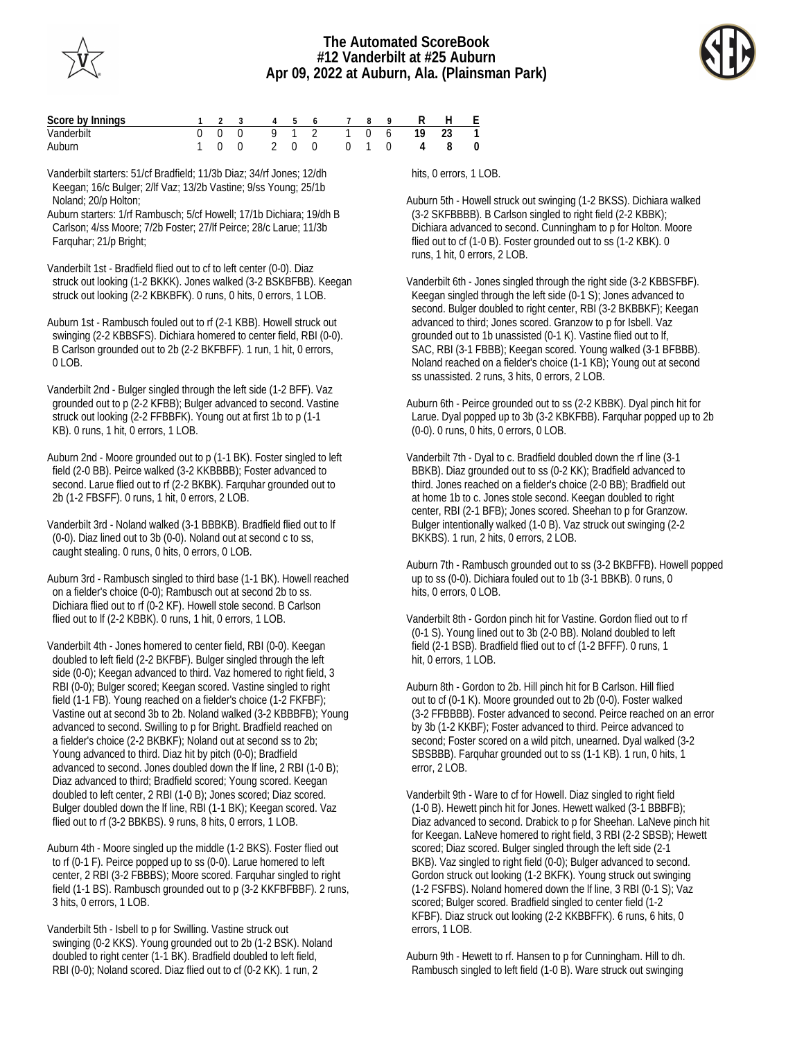# The Automated ScoreBook
## #12 Vanderbilt at #25 Auburn
## Apr 09, 2022 at Auburn, Ala. (Plainsman Park)

| Score by Innings | 1 | 2 | 3 | 4 | 5 | 6 | 7 | 8 | 9 | R | H | E |
|---|---|---|---|---|---|---|---|---|---|---|---|---|
| Vanderbilt | 0 | 0 | 0 | 9 | 1 | 2 | 1 | 0 | 6 | 19 | 23 | 1 |
| Auburn | 1 | 0 | 0 | 2 | 0 | 0 | 0 | 1 | 0 | 4 | 8 | 0 |

Vanderbilt starters: 51/cf Bradfield; 11/3b Diaz; 34/rf Jones; 12/dh Keegan; 16/c Bulger; 2/lf Vaz; 13/2b Vastine; 9/ss Young; 25/1b Noland; 20/p Holton;

Auburn starters: 1/rf Rambusch; 5/cf Howell; 17/1b Dichiara; 19/dh B Carlson; 4/ss Moore; 7/2b Foster; 27/lf Peirce; 28/c Larue; 11/3b Farquhar; 21/p Bright;

Vanderbilt 1st - Bradfield flied out to cf to left center (0-0). Diaz struck out looking (1-2 BKKK). Jones walked (3-2 BSKBFBB). Keegan struck out looking (2-2 KBKBFK). 0 runs, 0 hits, 0 errors, 1 LOB.

Auburn 1st - Rambusch fouled out to rf (2-1 KBB). Howell struck out swinging (2-2 KBBSFS). Dichiara homered to center field, RBI (0-0). B Carlson grounded out to 2b (2-2 BKFBFF). 1 run, 1 hit, 0 errors, 0 LOB.

Vanderbilt 2nd - Bulger singled through the left side (1-2 BFF). Vaz grounded out to p (2-2 KFBB); Bulger advanced to second. Vastine struck out looking (2-2 FFBBFK). Young out at first 1b to p (1-1 KB). 0 runs, 1 hit, 0 errors, 1 LOB.

Auburn 2nd - Moore grounded out to p (1-1 BK). Foster singled to left field (2-0 BB). Peirce walked (3-2 KKBBBB); Foster advanced to second. Larue flied out to rf (2-2 BKBK). Farquhar grounded out to 2b (1-2 FBSFF). 0 runs, 1 hit, 0 errors, 2 LOB.

Vanderbilt 3rd - Noland walked (3-1 BBBKB). Bradfield flied out to lf (0-0). Diaz lined out to 3b (0-0). Noland out at second c to ss, caught stealing. 0 runs, 0 hits, 0 errors, 0 LOB.

Auburn 3rd - Rambusch singled to third base (1-1 BK). Howell reached on a fielder's choice (0-0); Rambusch out at second 2b to ss. Dichiara flied out to rf (0-2 KF). Howell stole second. B Carlson flied out to lf (2-2 KBBK). 0 runs, 1 hit, 0 errors, 1 LOB.

Vanderbilt 4th - Jones homered to center field, RBI (0-0). Keegan doubled to left field (2-2 BKFBF). Bulger singled through the left side (0-0); Keegan advanced to third. Vaz homered to right field, 3 RBI (0-0); Bulger scored; Keegan scored. Vastine singled to right field (1-1 FB). Young reached on a fielder's choice (1-2 FKFBF); Vastine out at second 3b to 2b. Noland walked (3-2 KBBBFB); Young advanced to second. Swilling to p for Bright. Bradfield reached on a fielder's choice (2-2 BKBKF); Noland out at second ss to 2b; Young advanced to third. Diaz hit by pitch (0-0); Bradfield advanced to second. Jones doubled down the lf line, 2 RBI (1-0 B); Diaz advanced to third; Bradfield scored; Young scored. Keegan doubled to left center, 2 RBI (1-0 B); Jones scored; Diaz scored. Bulger doubled down the lf line, RBI (1-1 BK); Keegan scored. Vaz flied out to rf (3-2 BBKBS). 9 runs, 8 hits, 0 errors, 1 LOB.

Auburn 4th - Moore singled up the middle (1-2 BKS). Foster flied out to rf (0-1 F). Peirce popped up to ss (0-0). Larue homered to left center, 2 RBI (3-2 FBBBS); Moore scored. Farquhar singled to right field (1-1 BS). Rambusch grounded out to p (3-2 KKFBFBBF). 2 runs, 3 hits, 0 errors, 1 LOB.

Vanderbilt 5th - Isbell to p for Swilling. Vastine struck out swinging (0-2 KKS). Young grounded out to 2b (1-2 BSK). Noland doubled to right center (1-1 BK). Bradfield doubled to left field, RBI (0-0); Noland scored. Diaz flied out to cf (0-2 KK). 1 run, 2 hits, 0 errors, 1 LOB.

Auburn 5th - Howell struck out swinging (1-2 BKSS). Dichiara walked (3-2 SKFBBBB). B Carlson singled to right field (2-2 KBBK); Dichiara advanced to second. Cunningham to p for Holton. Moore flied out to cf (1-0 B). Foster grounded out to ss (1-2 BKK). 0 runs, 1 hit, 0 errors, 2 LOB.

Vanderbilt 6th - Jones singled through the right side (3-2 KBBSFBF). Keegan singled through the left side (0-1 S); Jones advanced to second. Bulger doubled to right center, RBI (3-2 BKBBKF); Keegan advanced to third; Jones scored. Granzow to p for Isbell. Vaz grounded out to 1b unassisted (0-1 K). Vastine flied out to lf, SAC, RBI (3-1 FBBB); Keegan scored. Young walked (3-1 BFBBB). Noland reached on a fielder's choice (1-1 KB); Young out at second ss unassisted. 2 runs, 3 hits, 0 errors, 2 LOB.

Auburn 6th - Peirce grounded out to ss (2-2 KBBK). Dyal pinch hit for Larue. Dyal popped up to 3b (3-2 KBKFBB). Farquhar popped up to 2b (0-0). 0 runs, 0 hits, 0 errors, 0 LOB.

Vanderbilt 7th - Dyal to c. Bradfield doubled down the rf line (3-1 BBKB). Diaz grounded out to ss (0-2 KK); Bradfield advanced to third. Jones reached on a fielder's choice (2-0 BB); Bradfield out at home 1b to c. Jones stole second. Keegan doubled to right center, RBI (2-1 BFB); Jones scored. Sheehan to p for Granzow. Bulger intentionally walked (1-0 B). Vaz struck out swinging (2-2 BKKBS). 1 run, 2 hits, 0 errors, 2 LOB.

Auburn 7th - Rambusch grounded out to ss (3-2 BKBFFB). Howell popped up to ss (0-0). Dichiara fouled out to 1b (3-1 BBKB). 0 runs, 0 hits, 0 errors, 0 LOB.

Vanderbilt 8th - Gordon pinch hit for Vastine. Gordon flied out to rf (0-1 S). Young lined out to 3b (2-0 BB). Noland doubled to left field (2-1 BSB). Bradfield flied out to cf (1-2 BFFF). 0 runs, 1 hit, 0 errors, 1 LOB.

Auburn 8th - Gordon to 2b. Hill pinch hit for B Carlson. Hill flied out to cf (0-1 K). Moore grounded out to 2b (0-0). Foster walked (3-2 FFBBBB). Foster advanced to second. Peirce reached on an error by 3b (1-2 KKBF); Foster advanced to third. Peirce advanced to second; Foster scored on a wild pitch, unearned. Dyal walked (3-2 SBSBBB). Farquhar grounded out to ss (1-1 KB). 1 run, 0 hits, 1 error, 2 LOB.

Vanderbilt 9th - Ware to cf for Howell. Diaz singled to right field (1-0 B). Hewett pinch hit for Jones. Hewett walked (3-1 BBBFB); Diaz advanced to second. Drabick to p for Sheehan. LaNeve pinch hit for Keegan. LaNeve homered to right field, 3 RBI (2-2 SBSB); Hewett scored; Diaz scored. Bulger singled through the left side (2-1 BKB). Vaz singled to right field (0-0); Bulger advanced to second. Gordon struck out looking (1-2 BKFK). Young struck out swinging (1-2 FSFBS). Noland homered down the lf line, 3 RBI (0-1 S); Vaz scored; Bulger scored. Bradfield singled to center field (1-2 KFBF). Diaz struck out looking (2-2 KKBBFFK). 6 runs, 6 hits, 0 errors, 1 LOB.

Auburn 9th - Hewett to rf. Hansen to p for Cunningham. Hill to dh. Rambusch singled to left field (1-0 B). Ware struck out swinging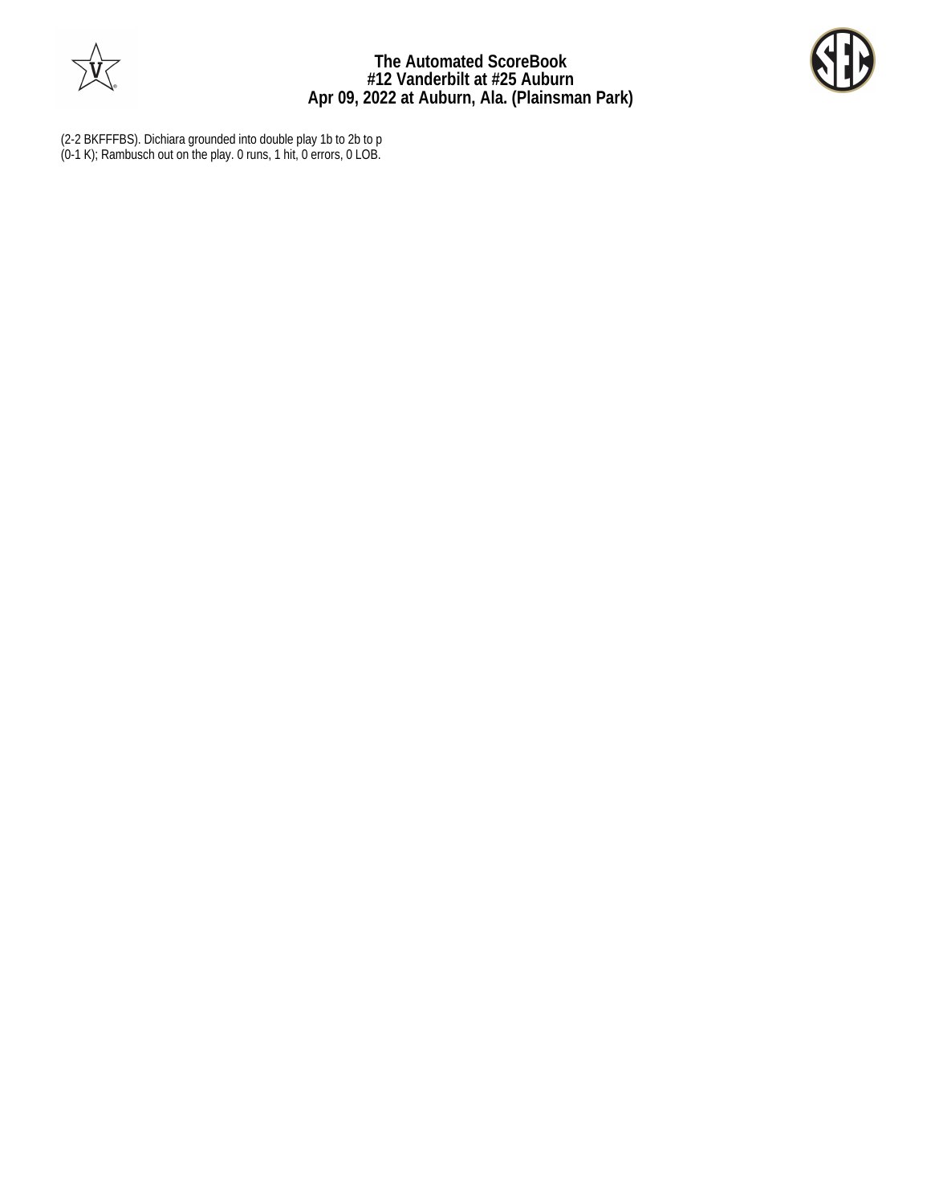(2-2 BKFFFBS). Dichiara grounded into double play 1b to 2b to p (0-1 K); Rambusch out on the play. 0 runs, 1 hit, 0 errors, 0 LOB.